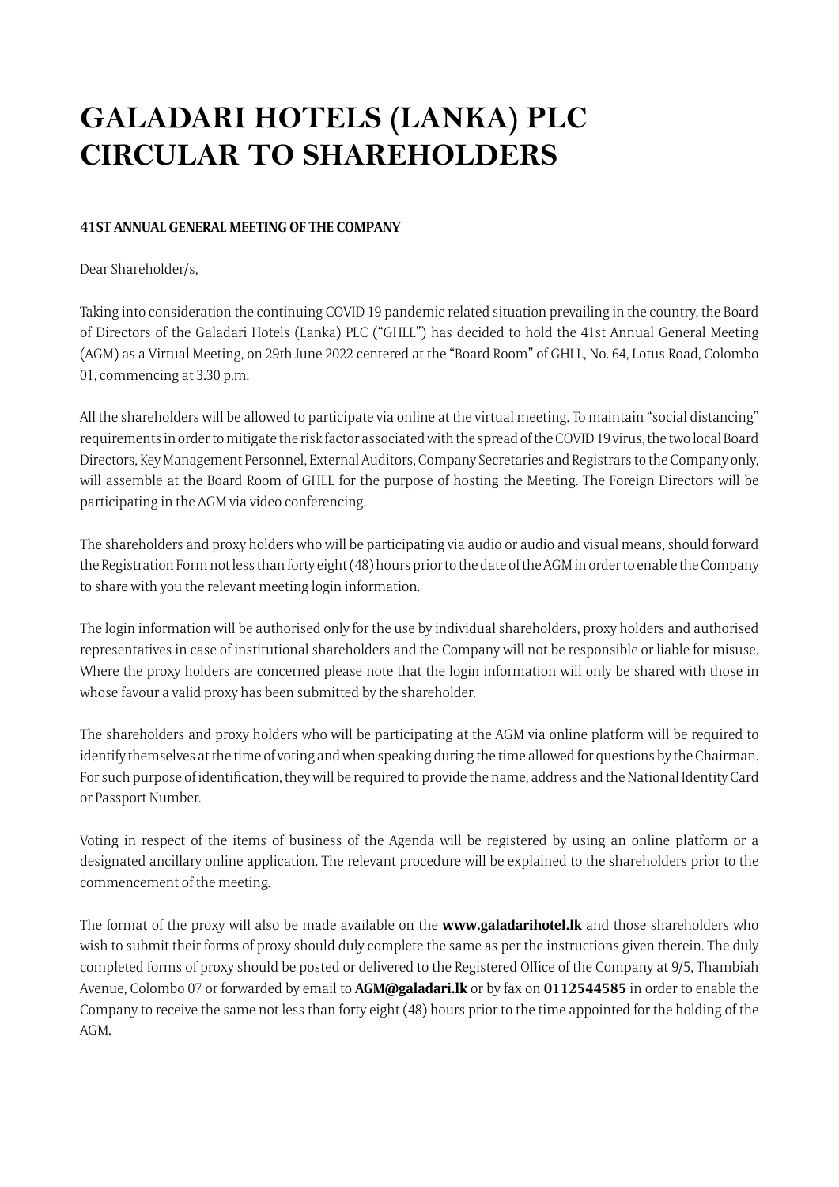# GALADARI HOTELS (LANKA) PLC
# CIRCULAR TO SHAREHOLDERS

**41ST ANNUAL GENERAL MEETING OF THE COMPANY**

Dear Shareholder/s,

Taking into consideration the continuing COVID 19 pandemic related situation prevailing in the country, the Board of Directors of the Galadari Hotels (Lanka) PLC ("GHLL") has decided to hold the 41st Annual General Meeting (AGM) as a Virtual Meeting, on 29th June 2022 centered at the "Board Room" of GHLL, No. 64, Lotus Road, Colombo 01, commencing at 3.30 p.m.

All the shareholders will be allowed to participate via online at the virtual meeting. To maintain "social distancing" requirements in order to mitigate the risk factor associated with the spread of the COVID 19 virus, the two local Board Directors, Key Management Personnel, External Auditors, Company Secretaries and Registrars to the Company only, will assemble at the Board Room of GHLL for the purpose of hosting the Meeting. The Foreign Directors will be participating in the AGM via video conferencing.

The shareholders and proxy holders who will be participating via audio or audio and visual means, should forward the Registration Form not less than forty eight (48) hours prior to the date of the AGM in order to enable the Company to share with you the relevant meeting login information.

The login information will be authorised only for the use by individual shareholders, proxy holders and authorised representatives in case of institutional shareholders and the Company will not be responsible or liable for misuse. Where the proxy holders are concerned please note that the login information will only be shared with those in whose favour a valid proxy has been submitted by the shareholder.

The shareholders and proxy holders who will be participating at the AGM via online platform will be required to identify themselves at the time of voting and when speaking during the time allowed for questions by the Chairman. For such purpose of identification, they will be required to provide the name, address and the National Identity Card or Passport Number.

Voting in respect of the items of business of the Agenda will be registered by using an online platform or a designated ancillary online application. The relevant procedure will be explained to the shareholders prior to the commencement of the meeting.

The format of the proxy will also be made available on the **www.galadarihotel.lk** and those shareholders who wish to submit their forms of proxy should duly complete the same as per the instructions given therein. The duly completed forms of proxy should be posted or delivered to the Registered Office of the Company at 9/5, Thambiah Avenue, Colombo 07 or forwarded by email to **AGM@galadari.lk** or by fax on **0112544585** in order to enable the Company to receive the same not less than forty eight (48) hours prior to the time appointed for the holding of the AGM.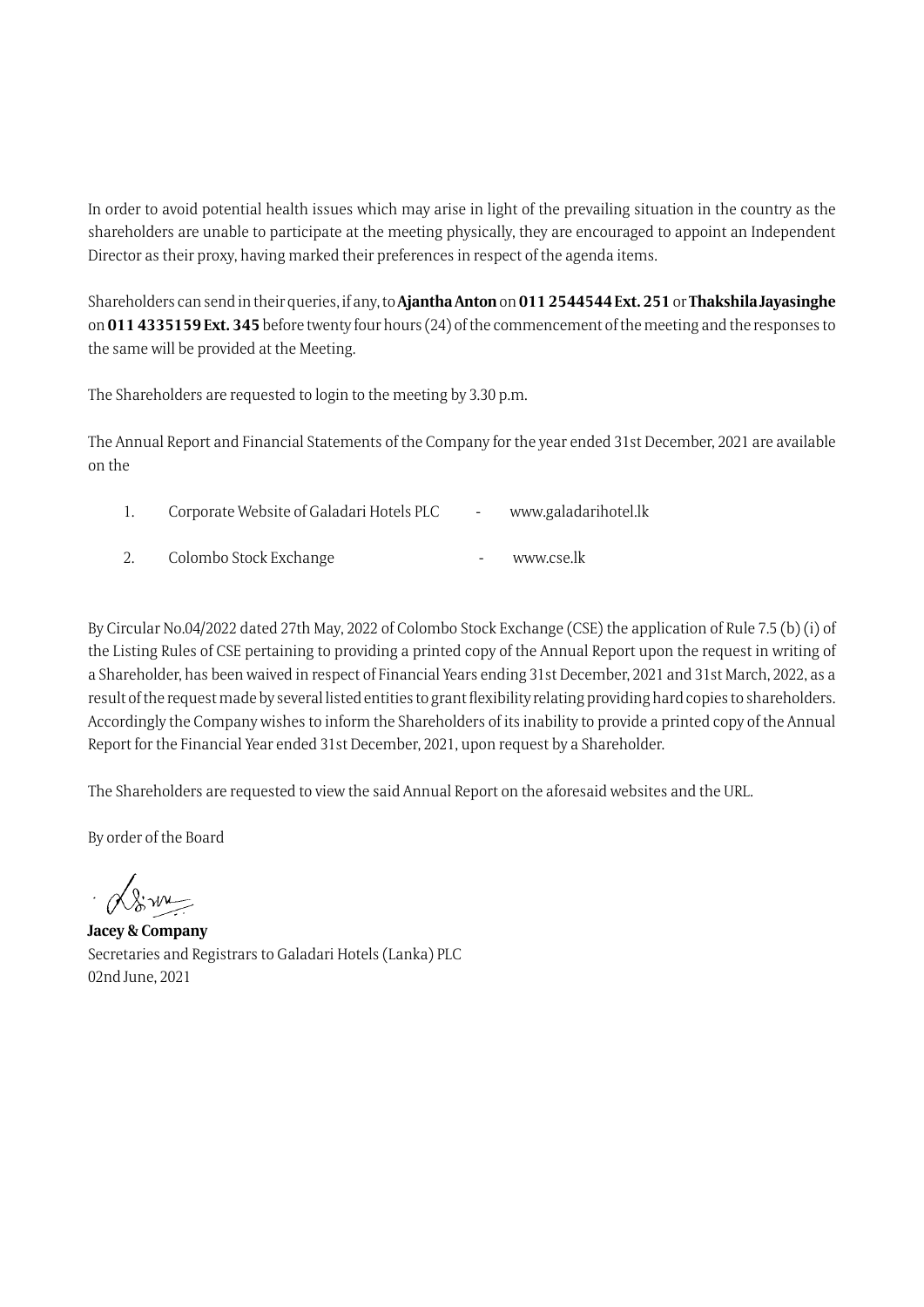In order to avoid potential health issues which may arise in light of the prevailing situation in the country as the shareholders are unable to participate at the meeting physically, they are encouraged to appoint an Independent Director as their proxy, having marked their preferences in respect of the agenda items.

Shareholders can send in their queries, if any, to **Ajantha Anton** on **011 2544544 Ext. 251** or **Thakshila Jayasinghe** on **011 4335159 Ext. 345** before twenty four hours (24) of the commencement of the meeting and the responses to the same will be provided at the Meeting.

The Shareholders are requested to login to the meeting by 3.30 p.m.

The Annual Report and Financial Statements of the Company for the year ended 31st December, 2021 are available on the

1. Corporate Website of Galadari Hotels PLC - www.galadarihotel.lk
2. Colombo Stock Exchange - www.cse.lk

By Circular No.04/2022 dated 27th May, 2022 of Colombo Stock Exchange (CSE) the application of Rule 7.5 (b) (i) of the Listing Rules of CSE pertaining to providing a printed copy of the Annual Report upon the request in writing of a Shareholder, has been waived in respect of Financial Years ending 31st December, 2021 and 31st March, 2022, as a result of the request made by several listed entities to grant flexibility relating providing hard copies to shareholders. Accordingly the Company wishes to inform the Shareholders of its inability to provide a printed copy of the Annual Report for the Financial Year ended 31st December, 2021, upon request by a Shareholder.

The Shareholders are requested to view the said Annual Report on the aforesaid websites and the URL.

By order of the Board

**Jacey & Company**
Secretaries and Registrars to Galadari Hotels (Lanka) PLC
02nd June, 2021